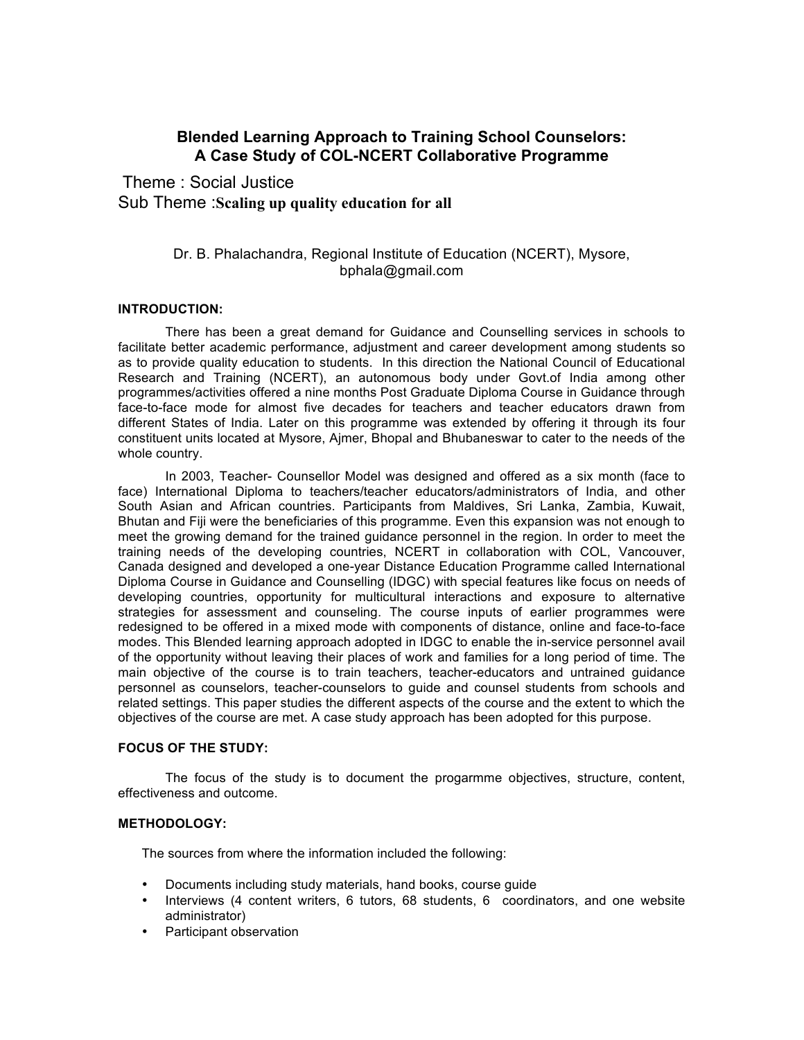# Blended Learning Approach to Training School Counselors: A Case Study of COL-NCERT Collaborative Programme

Theme : Social Justice

Sub Theme :**Scaling up quality education for all**

Dr. B. Phalachandra, Regional Institute of Education (NCERT), Mysore, bphala@gmail.com

## INTRODUCTION:

There has been a great demand for Guidance and Counselling services in schools to facilitate better academic performance, adjustment and career development among students so as to provide quality education to students. In this direction the National Council of Educational Research and Training (NCERT), an autonomous body under Govt.of India among other programmes/activities offered a nine months Post Graduate Diploma Course in Guidance through face-to-face mode for almost five decades for teachers and teacher educators drawn from different States of India. Later on this programme was extended by offering it through its four constituent units located at Mysore, Ajmer, Bhopal and Bhubaneswar to cater to the needs of the whole country.

In 2003, Teacher- Counsellor Model was designed and offered as a six month (face to face) International Diploma to teachers/teacher educators/administrators of India, and other South Asian and African countries. Participants from Maldives, Sri Lanka, Zambia, Kuwait, Bhutan and Fiji were the beneficiaries of this programme. Even this expansion was not enough to meet the growing demand for the trained guidance personnel in the region. In order to meet the training needs of the developing countries, NCERT in collaboration with COL, Vancouver, Canada designed and developed a one-year Distance Education Programme called International Diploma Course in Guidance and Counselling (IDGC) with special features like focus on needs of developing countries, opportunity for multicultural interactions and exposure to alternative strategies for assessment and counseling. The course inputs of earlier programmes were redesigned to be offered in a mixed mode with components of distance, online and face-to-face modes. This Blended learning approach adopted in IDGC to enable the in-service personnel avail of the opportunity without leaving their places of work and families for a long period of time. The main objective of the course is to train teachers, teacher-educators and untrained guidance personnel as counselors, teacher-counselors to guide and counsel students from schools and related settings. This paper studies the different aspects of the course and the extent to which the objectives of the course are met. A case study approach has been adopted for this purpose.

## FOCUS OF THE STUDY:

The focus of the study is to document the progarmme objectives, structure, content, effectiveness and outcome.

## METHODOLOGY:

The sources from where the information included the following:

- Documents including study materials, hand books, course guide
- Interviews (4 content writers, 6 tutors, 68 students, 6 coordinators, and one website administrator)
- Participant observation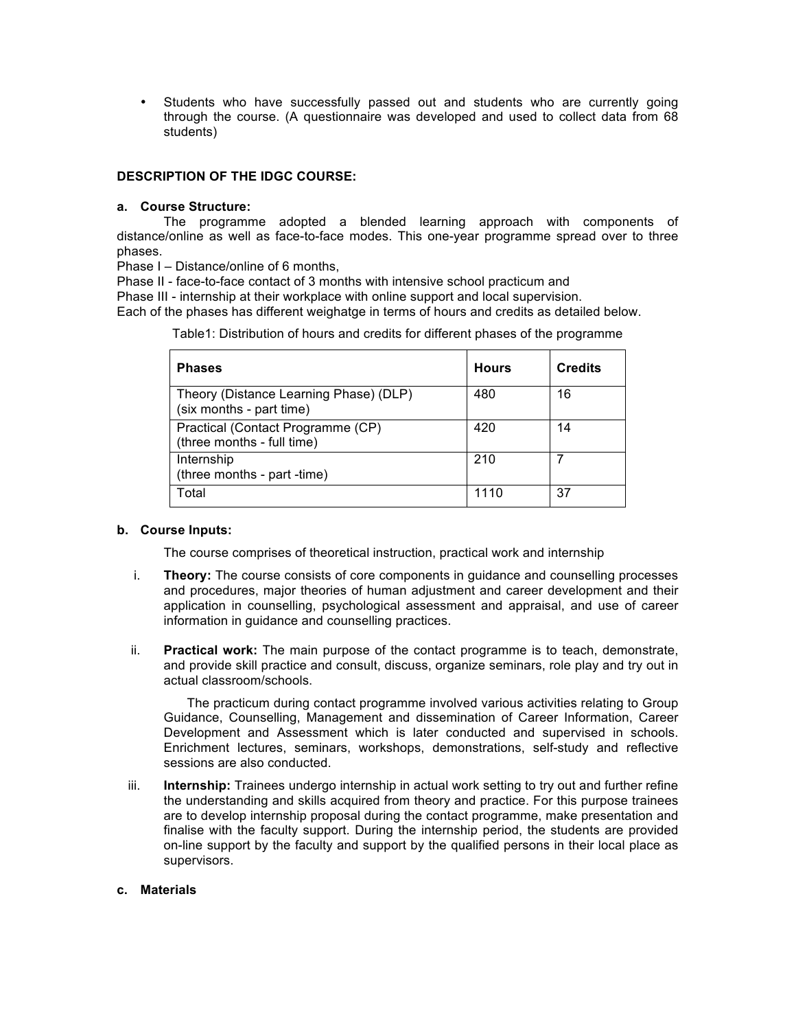- Students who have successfully passed out and students who are currently going through the course. (A questionnaire was developed and used to collect data from 68 students)

**DESCRIPTION OF THE IDGC COURSE:**

**a. Course Structure:**

The programme adopted a blended learning approach with components of distance/online as well as face-to-face modes. This one-year programme spread over to three phases.

Phase I – Distance/online of 6 months,

Phase II - face-to-face contact of 3 months with intensive school practicum and

Phase III - internship at their workplace with online support and local supervision.

Each of the phases has different weighatge in terms of hours and credits as detailed below.

Table1: Distribution of hours and credits for different phases of the programme

| Phases | Hours | Credits |
|---|---|---|
| Theory (Distance Learning Phase) (DLP) (six months - part time) | 480 | 16 |
| Practical (Contact Programme (CP) (three months - full time) | 420 | 14 |
| Internship (three months - part -time) | 210 | 7 |
| Total | 1110 | 37 |

**b. Course Inputs:**

The course comprises of theoretical instruction, practical work and internship

i. **Theory:** The course consists of core components in guidance and counselling processes and procedures, major theories of human adjustment and career development and their application in counselling, psychological assessment and appraisal, and use of career information in guidance and counselling practices.

ii. **Practical work:** The main purpose of the contact programme is to teach, demonstrate, and provide skill practice and consult, discuss, organize seminars, role play and try out in actual classroom/schools.

The practicum during contact programme involved various activities relating to Group Guidance, Counselling, Management and dissemination of Career Information, Career Development and Assessment which is later conducted and supervised in schools. Enrichment lectures, seminars, workshops, demonstrations, self-study and reflective sessions are also conducted.

iii. **Internship:** Trainees undergo internship in actual work setting to try out and further refine the understanding and skills acquired from theory and practice. For this purpose trainees are to develop internship proposal during the contact programme, make presentation and finalise with the faculty support. During the internship period, the students are provided on-line support by the faculty and support by the qualified persons in their local place as supervisors.

**c. Materials**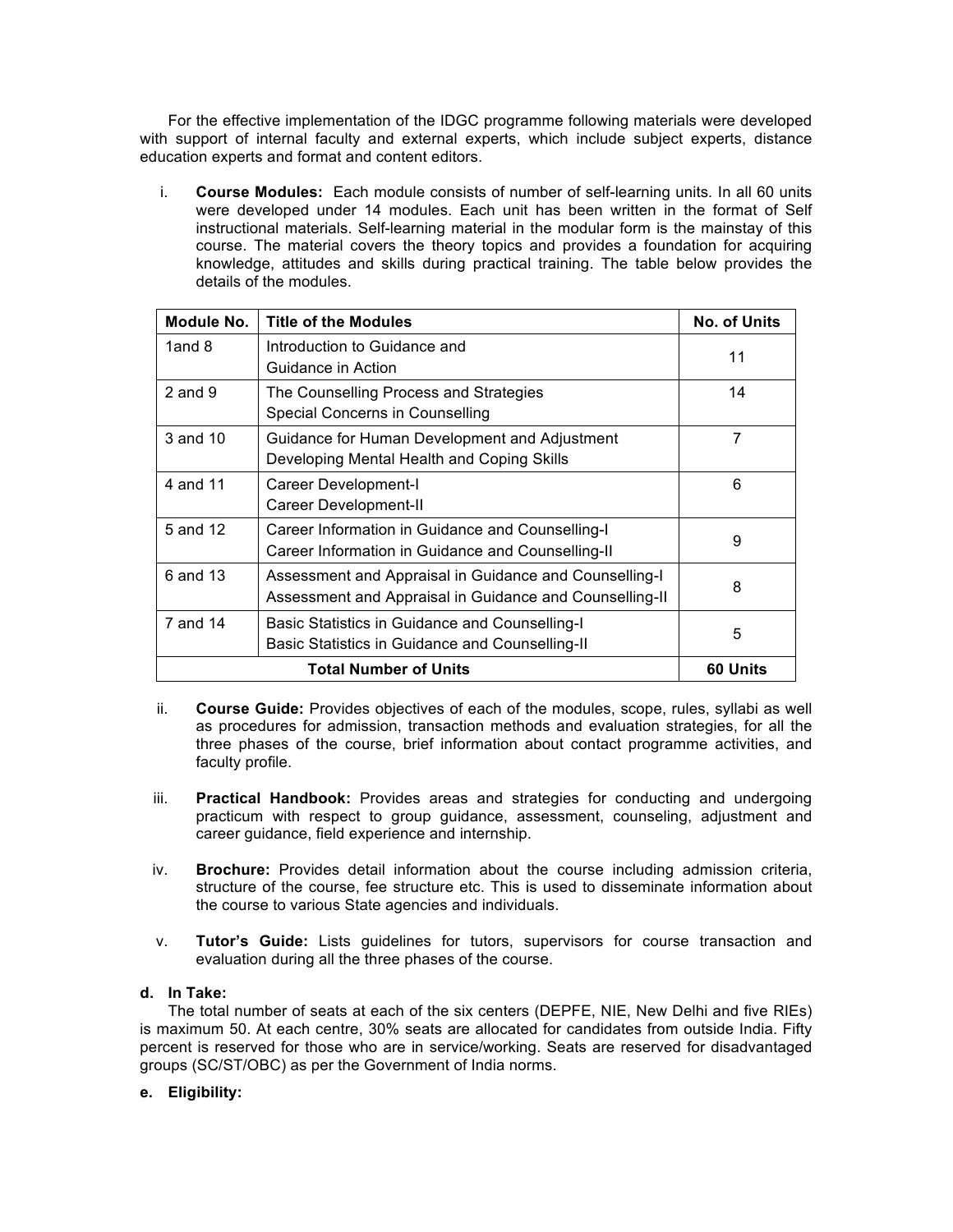For the effective implementation of the IDGC programme following materials were developed with support of internal faculty and external experts, which include subject experts, distance education experts and format and content editors.

i. **Course Modules:** Each module consists of number of self-learning units. In all 60 units were developed under 14 modules. Each unit has been written in the format of Self instructional materials. Self-learning material in the modular form is the mainstay of this course. The material covers the theory topics and provides a foundation for acquiring knowledge, attitudes and skills during practical training. The table below provides the details of the modules.

| Module No. | Title of the Modules | No. of Units |
|---|---|---|
| 1and 8 | Introduction to Guidance and<br>Guidance in Action | 11 |
| 2 and 9 | The Counselling Process and Strategies<br>Special Concerns in Counselling | 14 |
| 3 and 10 | Guidance for Human Development and Adjustment<br>Developing Mental Health and Coping Skills | 7 |
| 4 and 11 | Career Development-I<br>Career Development-II | 6 |
| 5 and 12 | Career Information in Guidance and Counselling-I<br>Career Information in Guidance and Counselling-II | 9 |
| 6 and 13 | Assessment and Appraisal in Guidance and Counselling-I<br>Assessment and Appraisal in Guidance and Counselling-II | 8 |
| 7 and 14 | Basic Statistics in Guidance and Counselling-I<br>Basic Statistics in Guidance and Counselling-II | 5 |
| **Total Number of Units** | | **60 Units** |

ii. **Course Guide:** Provides objectives of each of the modules, scope, rules, syllabi as well as procedures for admission, transaction methods and evaluation strategies, for all the three phases of the course, brief information about contact programme activities, and faculty profile.

iii. **Practical Handbook:** Provides areas and strategies for conducting and undergoing practicum with respect to group guidance, assessment, counseling, adjustment and career guidance, field experience and internship.

iv. **Brochure:** Provides detail information about the course including admission criteria, structure of the course, fee structure etc. This is used to disseminate information about the course to various State agencies and individuals.

v. **Tutor's Guide:** Lists guidelines for tutors, supervisors for course transaction and evaluation during all the three phases of the course.

**d. In Take:**

The total number of seats at each of the six centers (DEPFE, NIE, New Delhi and five RIEs) is maximum 50. At each centre, 30% seats are allocated for candidates from outside India. Fifty percent is reserved for those who are in service/working. Seats are reserved for disadvantaged groups (SC/ST/OBC) as per the Government of India norms.

**e. Eligibility:**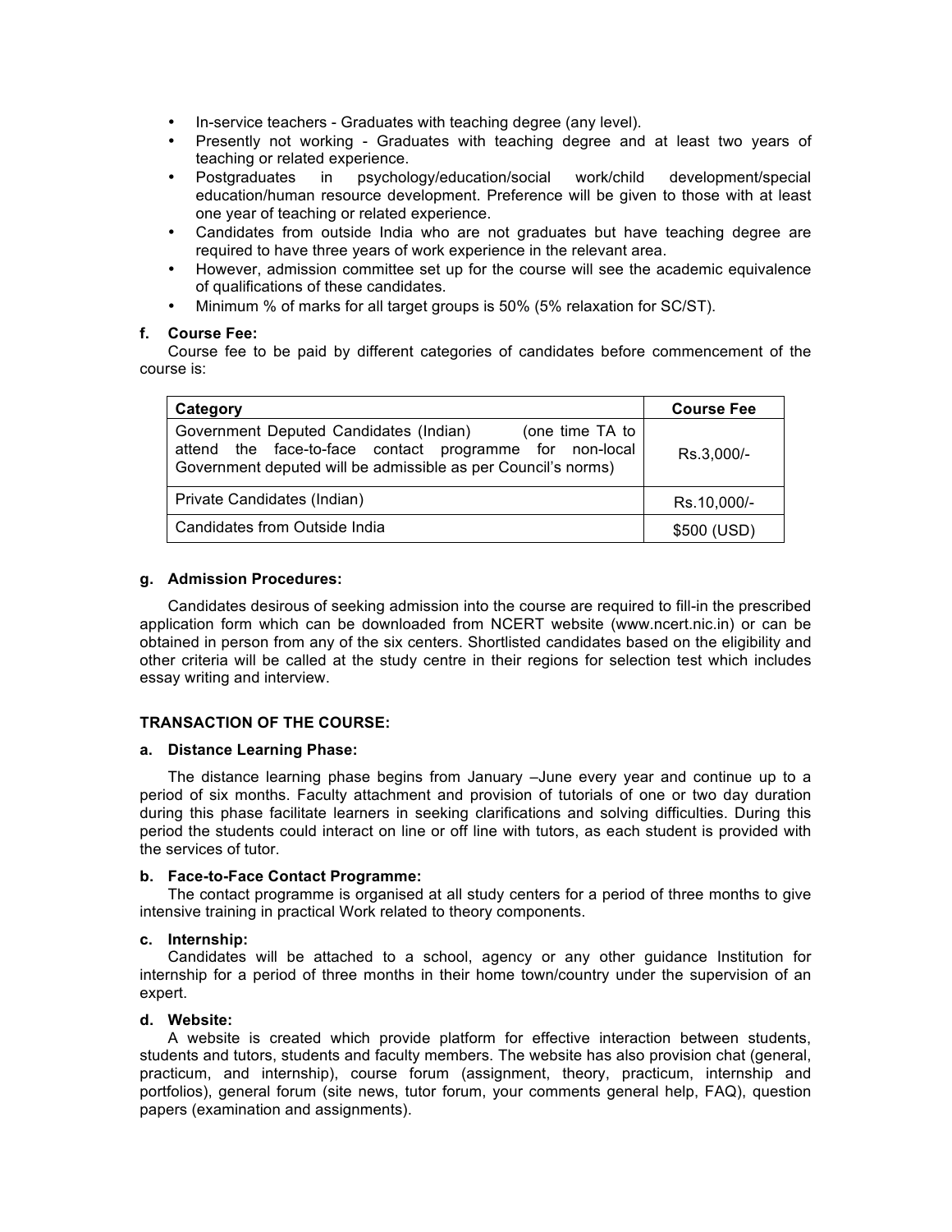- In-service teachers - Graduates with teaching degree (any level).
- Presently not working - Graduates with teaching degree and at least two years of teaching or related experience.
- Postgraduates in psychology/education/social work/child development/special education/human resource development. Preference will be given to those with at least one year of teaching or related experience.
- Candidates from outside India who are not graduates but have teaching degree are required to have three years of work experience in the relevant area.
- However, admission committee set up for the course will see the academic equivalence of qualifications of these candidates.
- Minimum % of marks for all target groups is 50% (5% relaxation for SC/ST).

**f. Course Fee:**

Course fee to be paid by different categories of candidates before commencement of the course is:

| Category | Course Fee |
|---|---|
| Government Deputed Candidates (Indian) (one time TA to attend the face-to-face contact programme for non-local Government deputed will be admissible as per Council's norms) | Rs.3,000/- |
| Private Candidates (Indian) | Rs.10,000/- |
| Candidates from Outside India | $500 (USD) |

**g. Admission Procedures:**

Candidates desirous of seeking admission into the course are required to fill-in the prescribed application form which can be downloaded from NCERT website (www.ncert.nic.in) or can be obtained in person from any of the six centers. Shortlisted candidates based on the eligibility and other criteria will be called at the study centre in their regions for selection test which includes essay writing and interview.

**TRANSACTION OF THE COURSE:**

**a. Distance Learning Phase:**

The distance learning phase begins from January –June every year and continue up to a period of six months. Faculty attachment and provision of tutorials of one or two day duration during this phase facilitate learners in seeking clarifications and solving difficulties. During this period the students could interact on line or off line with tutors, as each student is provided with the services of tutor.

**b. Face-to-Face Contact Programme:**

The contact programme is organised at all study centers for a period of three months to give intensive training in practical Work related to theory components.

**c. Internship:**

Candidates will be attached to a school, agency or any other guidance Institution for internship for a period of three months in their home town/country under the supervision of an expert.

**d. Website:**

A website is created which provide platform for effective interaction between students, students and tutors, students and faculty members. The website has also provision chat (general, practicum, and internship), course forum (assignment, theory, practicum, internship and portfolios), general forum (site news, tutor forum, your comments general help, FAQ), question papers (examination and assignments).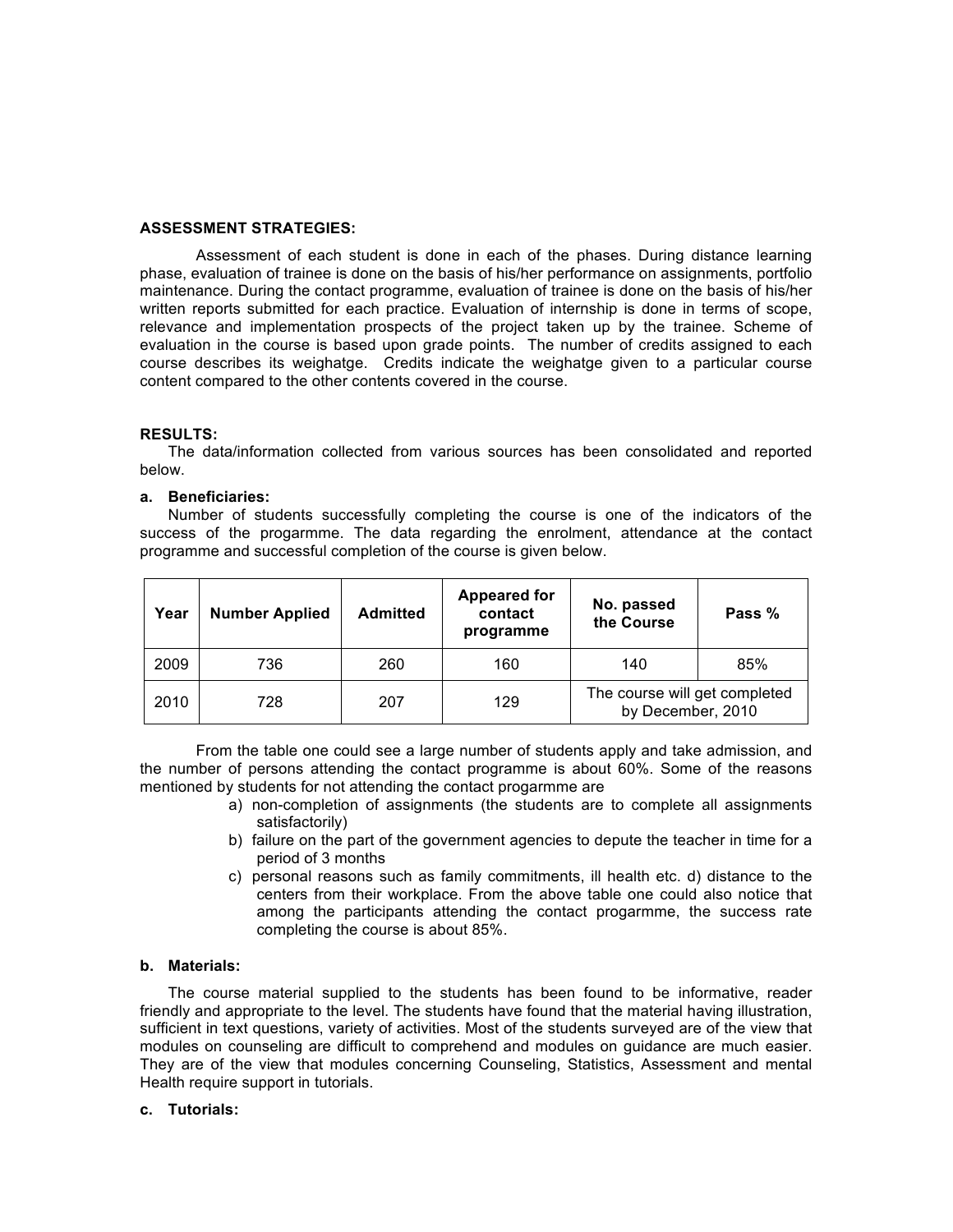**ASSESSMENT STRATEGIES:**

Assessment of each student is done in each of the phases. During distance learning phase, evaluation of trainee is done on the basis of his/her performance on assignments, portfolio maintenance. During the contact programme, evaluation of trainee is done on the basis of his/her written reports submitted for each practice. Evaluation of internship is done in terms of scope, relevance and implementation prospects of the project taken up by the trainee. Scheme of evaluation in the course is based upon grade points. The number of credits assigned to each course describes its weighatge. Credits indicate the weighatge given to a particular course content compared to the other contents covered in the course.

**RESULTS:**

The data/information collected from various sources has been consolidated and reported below.

**a. Beneficiaries:**

Number of students successfully completing the course is one of the indicators of the success of the progarmme. The data regarding the enrolment, attendance at the contact programme and successful completion of the course is given below.

| Year | Number Applied | Admitted | Appeared for contact programme | No. passed the Course | Pass % |
|---|---|---|---|---|---|
| 2009 | 736 | 260 | 160 | 140 | 85% |
| 2010 | 728 | 207 | 129 | The course will get completed by December, 2010 | |

From the table one could see a large number of students apply and take admission, and the number of persons attending the contact programme is about 60%. Some of the reasons mentioned by students for not attending the contact progarmme are

a) non-completion of assignments (the students are to complete all assignments satisfactorily)
b) failure on the part of the government agencies to depute the teacher in time for a period of 3 months
c) personal reasons such as family commitments, ill health etc. d) distance to the centers from their workplace. From the above table one could also notice that among the participants attending the contact progarmme, the success rate completing the course is about 85%.

**b. Materials:**

The course material supplied to the students has been found to be informative, reader friendly and appropriate to the level. The students have found that the material having illustration, sufficient in text questions, variety of activities. Most of the students surveyed are of the view that modules on counseling are difficult to comprehend and modules on guidance are much easier. They are of the view that modules concerning Counseling, Statistics, Assessment and mental Health require support in tutorials.

**c. Tutorials:**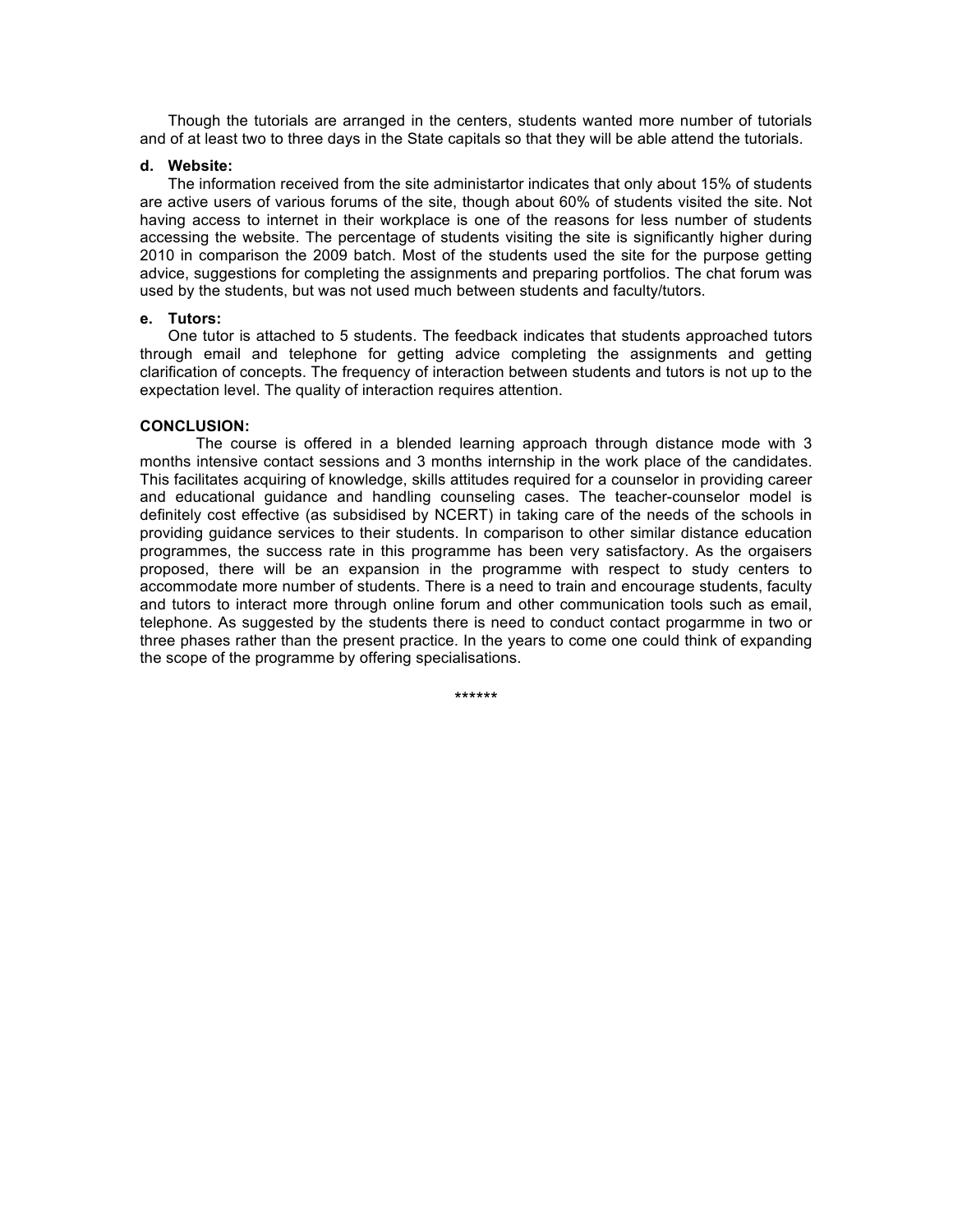Though the tutorials are arranged in the centers, students wanted more number of tutorials and of at least two to three days in the State capitals so that they will be able attend the tutorials.

**d. Website:**

The information received from the site administartor indicates that only about 15% of students are active users of various forums of the site, though about 60% of students visited the site. Not having access to internet in their workplace is one of the reasons for less number of students accessing the website. The percentage of students visiting the site is significantly higher during 2010 in comparison the 2009 batch. Most of the students used the site for the purpose getting advice, suggestions for completing the assignments and preparing portfolios. The chat forum was used by the students, but was not used much between students and faculty/tutors.

**e. Tutors:**

One tutor is attached to 5 students. The feedback indicates that students approached tutors through email and telephone for getting advice completing the assignments and getting clarification of concepts. The frequency of interaction between students and tutors is not up to the expectation level. The quality of interaction requires attention.

**CONCLUSION:**

The course is offered in a blended learning approach through distance mode with 3 months intensive contact sessions and 3 months internship in the work place of the candidates. This facilitates acquiring of knowledge, skills attitudes required for a counselor in providing career and educational guidance and handling counseling cases. The teacher-counselor model is definitely cost effective (as subsidised by NCERT) in taking care of the needs of the schools in providing guidance services to their students. In comparison to other similar distance education programmes, the success rate in this programme has been very satisfactory. As the orgaisers proposed, there will be an expansion in the programme with respect to study centers to accommodate more number of students. There is a need to train and encourage students, faculty and tutors to interact more through online forum and other communication tools such as email, telephone. As suggested by the students there is need to conduct contact progarmme in two or three phases rather than the present practice. In the years to come one could think of expanding the scope of the programme by offering specialisations.

******